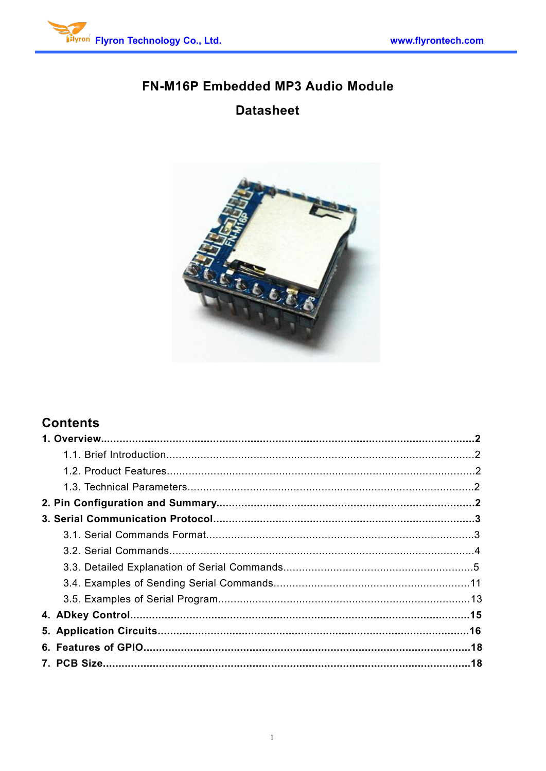# FN-M16P Embedded MP3 Audio Module

# Datasheet

## Contents

**1. Overview....................................................................................................................2**

1.1. Brief Introduction..................................................................................................2

1.2. Product Features...................................................................................................2

1.3. Technical Parameters...........................................................................................2

**2. Pin Configuration and Summary.............................................................................2**

**3. Serial Communication Protocol..............................................................................3**

3.1. Serial Commands Format.....................................................................................3

3.2. Serial Commands.................................................................................................4

3.3. Detailed Explanation of Serial Commands...........................................................5

3.4. Examples of Sending Serial Commands.............................................................11

3.5. Examples of Serial Program................................................................................13

**4. ADkey Control.........................................................................................................15**

**5. Application Circuits................................................................................................16**

**6. Features of GPIO.....................................................................................................18**

**7. PCB Size..................................................................................................................18**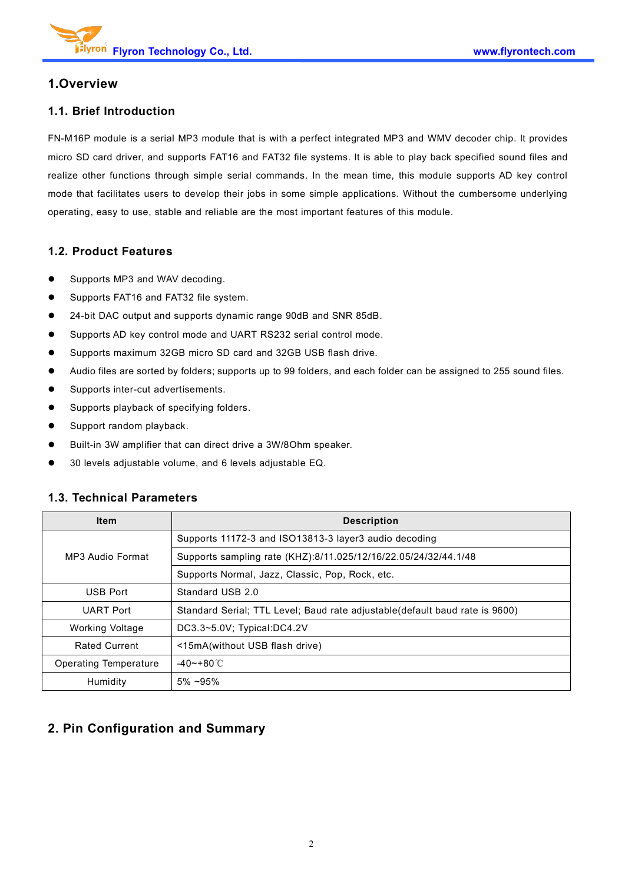# 1.Overview

## 1.1. Brief Introduction

FN-M16P module is a serial MP3 module that is with a perfect integrated MP3 and WMV decoder chip. It provides micro SD card driver, and supports FAT16 and FAT32 file systems. It is able to play back specified sound files and realize other functions through simple serial commands. In the mean time, this module supports AD key control mode that facilitates users to develop their jobs in some simple applications. Without the cumbersome underlying operating, easy to use, stable and reliable are the most important features of this module.

## 1.2. Product Features

- Supports MP3 and WAV decoding.
- Supports FAT16 and FAT32 file system.
- 24-bit DAC output and supports dynamic range 90dB and SNR 85dB.
- Supports AD key control mode and UART RS232 serial control mode.
- Supports maximum 32GB micro SD card and 32GB USB flash drive.
- Audio files are sorted by folders; supports up to 99 folders, and each folder can be assigned to 255 sound files.
- Supports inter-cut advertisements.
- Supports playback of specifying folders.
- Support random playback.
- Built-in 3W amplifier that can direct drive a 3W/8Ohm speaker.
- 30 levels adjustable volume, and 6 levels adjustable EQ.

## 1.3. Technical Parameters

| Item | Description |
|---|---|
| MP3 Audio Format | Supports 11172-3 and ISO13813-3 layer3 audio decoding |
| | Supports sampling rate (KHZ):8/11.025/12/16/22.05/24/32/44.1/48 |
| | Supports Normal, Jazz, Classic, Pop, Rock, etc. |
| USB Port | Standard USB 2.0 |
| UART Port | Standard Serial; TTL Level; Baud rate adjustable(default baud rate is 9600) |
| Working Voltage | DC3.3~5.0V; Typical:DC4.2V |
| Rated Current | <15mA(without USB flash drive) |
| Operating Temperature | -40~+80℃ |
| Humidity | 5% ~95% |

# 2. Pin Configuration and Summary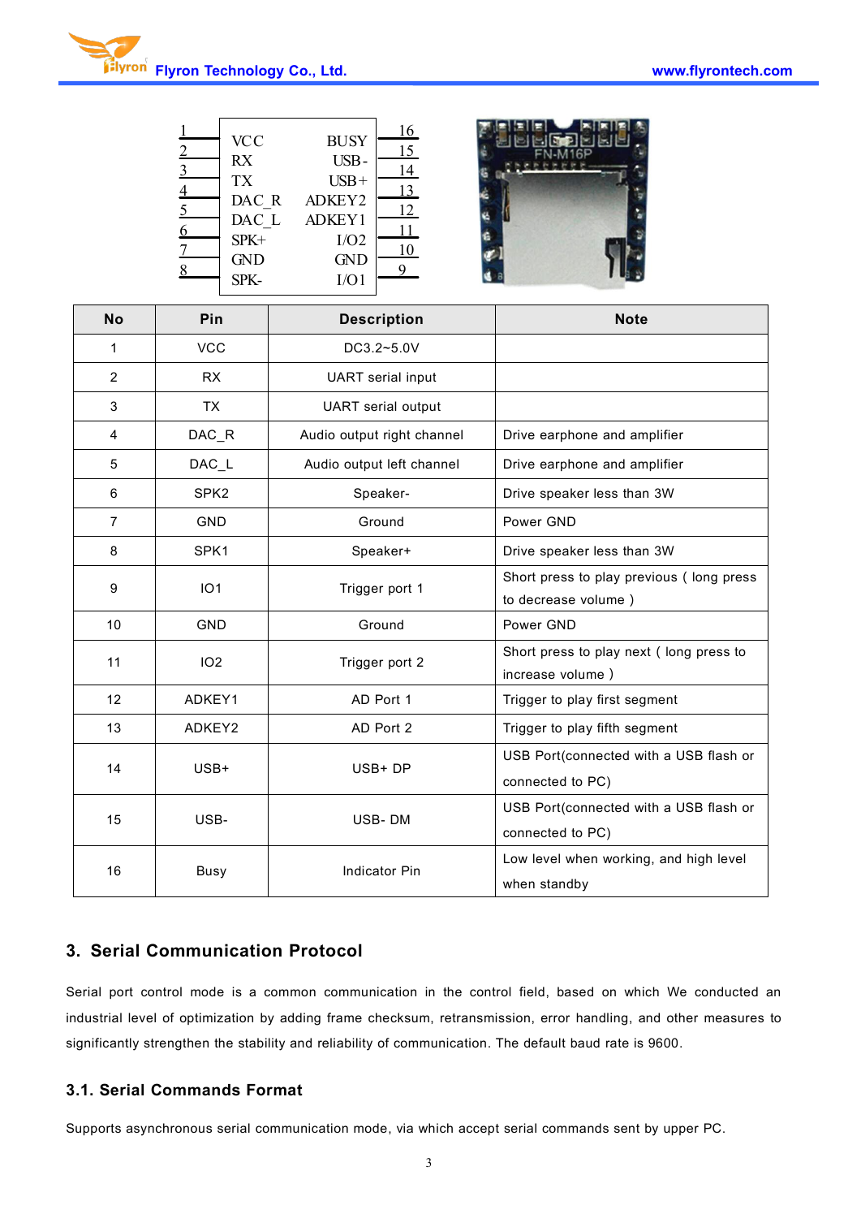| No | Pin | Description | Note |
|---|---|---|---|
| 1 | VCC | DC3.2~5.0V | |
| 2 | RX | UART serial input | |
| 3 | TX | UART serial output | |
| 4 | DAC_R | Audio output right channel | Drive earphone and amplifier |
| 5 | DAC_L | Audio output left channel | Drive earphone and amplifier |
| 6 | SPK2 | Speaker- | Drive speaker less than 3W |
| 7 | GND | Ground | Power GND |
| 8 | SPK1 | Speaker+ | Drive speaker less than 3W |
| 9 | IO1 | Trigger port 1 | Short press to play previous ( long press to decrease volume ) |
| 10 | GND | Ground | Power GND |
| 11 | IO2 | Trigger port 2 | Short press to play next ( long press to increase volume ) |
| 12 | ADKEY1 | AD Port 1 | Trigger to play first segment |
| 13 | ADKEY2 | AD Port 2 | Trigger to play fifth segment |
| 14 | USB+ | USB+ DP | USB Port(connected with a USB flash or connected to PC) |
| 15 | USB- | USB- DM | USB Port(connected with a USB flash or connected to PC) |
| 16 | Busy | Indicator Pin | Low level when working, and high level when standby |

## 3. Serial Communication Protocol

Serial port control mode is a common communication in the control field, based on which We conducted an industrial level of optimization by adding frame checksum, retransmission, error handling, and other measures to significantly strengthen the stability and reliability of communication. The default baud rate is 9600.

### 3.1. Serial Commands Format

Supports asynchronous serial communication mode, via which accept serial commands sent by upper PC.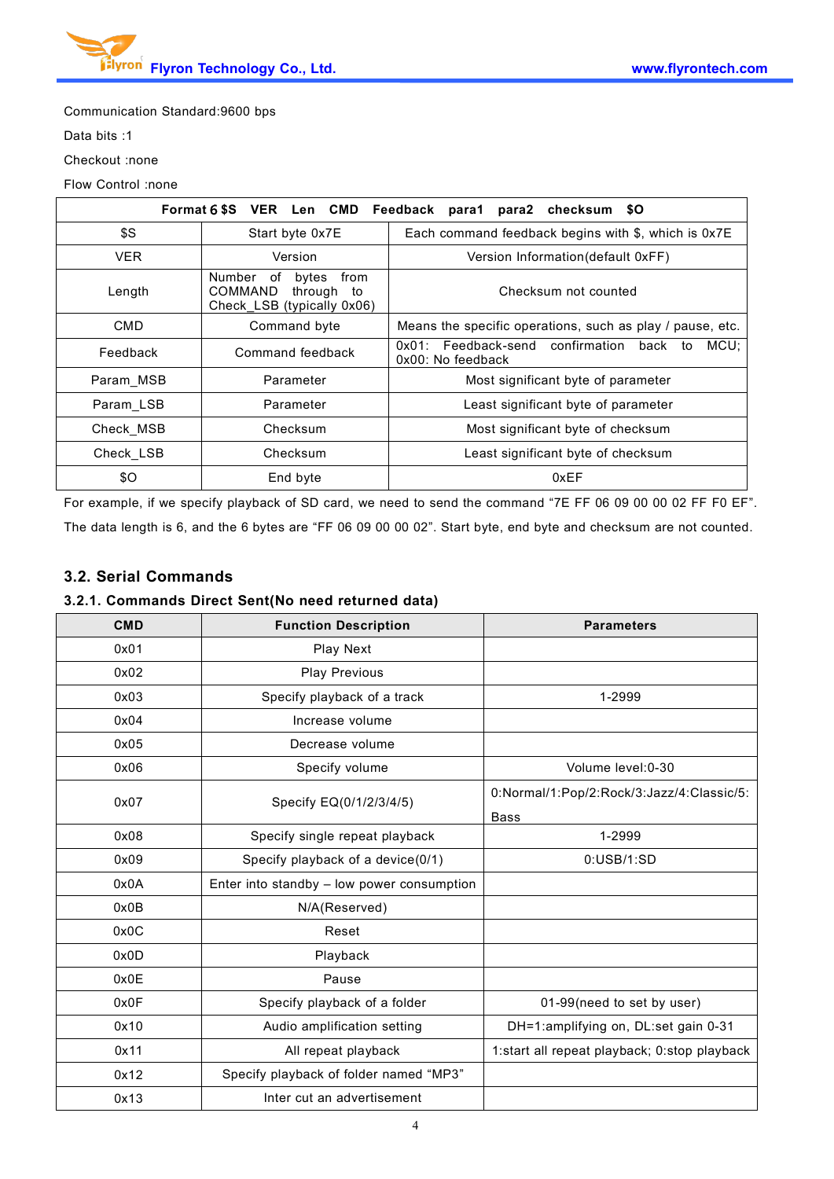Communication Standard:9600 bps

Data bits :1

Checkout :none

Flow Control :none

| Format：$S VER Len CMD Feedback para1 para2 checksum $O | | |
|---|---|---|
| $S | Start byte 0x7E | Each command feedback begins with $, which is 0x7E |
| VER | Version | Version Information(default 0xFF) |
| Length | Number of bytes from COMMAND through to Check_LSB (typically 0x06) | Checksum not counted |
| CMD | Command byte | Means the specific operations, such as play / pause, etc. |
| Feedback | Command feedback | 0x01: Feedback-send confirmation back to MCU; 0x00: No feedback |
| Param_MSB | Parameter | Most significant byte of parameter |
| Param_LSB | Parameter | Least significant byte of parameter |
| Check_MSB | Checksum | Most significant byte of checksum |
| Check_LSB | Checksum | Least significant byte of checksum |
| $O | End byte | 0xEF |

For example, if we specify playback of SD card, we need to send the command "7E FF 06 09 00 00 02 FF F0 EF". The data length is 6, and the 6 bytes are "FF 06 09 00 00 02". Start byte, end byte and checksum are not counted.

## 3.2. Serial Commands

### 3.2.1. Commands Direct Sent(No need returned data)

| CMD | Function Description | Parameters |
|---|---|---|
| 0x01 | Play Next | |
| 0x02 | Play Previous | |
| 0x03 | Specify playback of a track | 1-2999 |
| 0x04 | Increase volume | |
| 0x05 | Decrease volume | |
| 0x06 | Specify volume | Volume level:0-30 |
| 0x07 | Specify EQ(0/1/2/3/4/5) | 0:Normal/1:Pop/2:Rock/3:Jazz/4:Classic/5:Bass |
| 0x08 | Specify single repeat playback | 1-2999 |
| 0x09 | Specify playback of a device(0/1) | 0:USB/1:SD |
| 0x0A | Enter into standby – low power consumption | |
| 0x0B | N/A(Reserved) | |
| 0x0C | Reset | |
| 0x0D | Playback | |
| 0x0E | Pause | |
| 0x0F | Specify playback of a folder | 01-99(need to set by user) |
| 0x10 | Audio amplification setting | DH=1:amplifying on, DL:set gain 0-31 |
| 0x11 | All repeat playback | 1:start all repeat playback; 0:stop playback |
| 0x12 | Specify playback of folder named "MP3" | |
| 0x13 | Inter cut an advertisement | |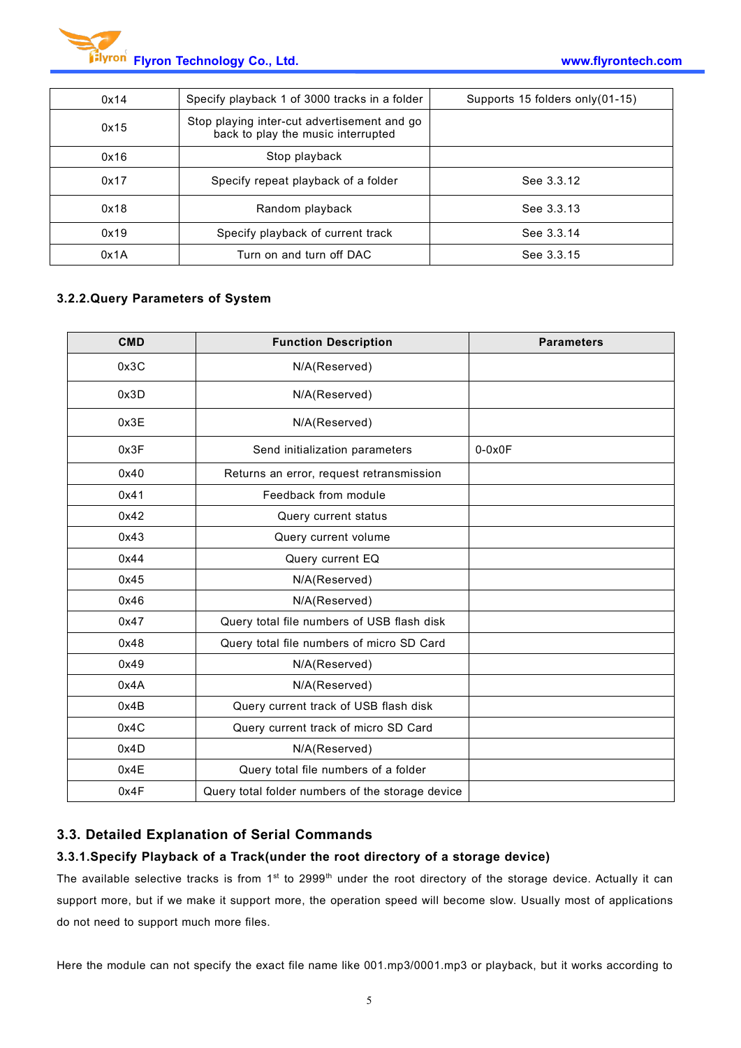| 0x14 | Specify playback 1 of 3000 tracks in a folder | Supports 15 folders only(01-15) |
|---|---|---|
| 0x15 | Stop playing inter-cut advertisement and go back to play the music interrupted | |
| 0x16 | Stop playback | |
| 0x17 | Specify repeat playback of a folder | See 3.3.12 |
| 0x18 | Random playback | See 3.3.13 |
| 0x19 | Specify playback of current track | See 3.3.14 |
| 0x1A | Turn on and turn off DAC | See 3.3.15 |

### 3.2.2.Query Parameters of System

| CMD | Function Description | Parameters |
|---|---|---|
| 0x3C | N/A(Reserved) | |
| 0x3D | N/A(Reserved) | |
| 0x3E | N/A(Reserved) | |
| 0x3F | Send initialization parameters | 0-0x0F |
| 0x40 | Returns an error, request retransmission | |
| 0x41 | Feedback from module | |
| 0x42 | Query current status | |
| 0x43 | Query current volume | |
| 0x44 | Query current EQ | |
| 0x45 | N/A(Reserved) | |
| 0x46 | N/A(Reserved) | |
| 0x47 | Query total file numbers of USB flash disk | |
| 0x48 | Query total file numbers of micro SD Card | |
| 0x49 | N/A(Reserved) | |
| 0x4A | N/A(Reserved) | |
| 0x4B | Query current track of USB flash disk | |
| 0x4C | Query current track of micro SD Card | |
| 0x4D | N/A(Reserved) | |
| 0x4E | Query total file numbers of a folder | |
| 0x4F | Query total folder numbers of the storage device | |

## 3.3. Detailed Explanation of Serial Commands

### 3.3.1.Specify Playback of a Track(under the root directory of a storage device)

The available selective tracks is from 1st to 2999th under the root directory of the storage device. Actually it can support more, but if we make it support more, the operation speed will become slow. Usually most of applications do not need to support much more files.

Here the module can not specify the exact file name like 001.mp3/0001.mp3 or playback, but it works according to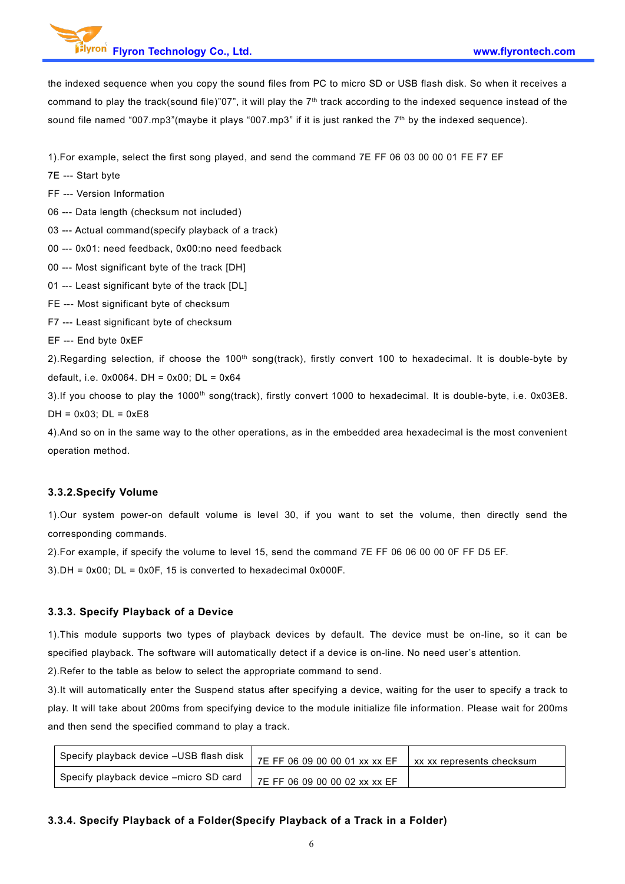the indexed sequence when you copy the sound files from PC to micro SD or USB flash disk. So when it receives a command to play the track(sound file)"07", it will play the 7th track according to the indexed sequence instead of the sound file named "007.mp3"(maybe it plays "007.mp3" if it is just ranked the 7th by the indexed sequence).

1).For example, select the first song played, and send the command 7E FF 06 03 00 00 01 FE F7 EF

7E --- Start byte

FF --- Version Information

06 --- Data length (checksum not included)

03 --- Actual command(specify playback of a track)

00 --- 0x01: need feedback, 0x00:no need feedback

00 --- Most significant byte of the track [DH]

01 --- Least significant byte of the track [DL]

FE --- Most significant byte of checksum

F7 --- Least significant byte of checksum

EF --- End byte 0xEF

2).Regarding selection, if choose the 100th song(track), firstly convert 100 to hexadecimal. It is double-byte by default, i.e. 0x0064. DH = 0x00; DL = 0x64

3).If you choose to play the 1000th song(track), firstly convert 1000 to hexadecimal. It is double-byte, i.e. 0x03E8. DH = 0x03; DL = 0xE8

4).And so on in the same way to the other operations, as in the embedded area hexadecimal is the most convenient operation method.

### 3.3.2.Specify Volume

1).Our system power-on default volume is level 30, if you want to set the volume, then directly send the corresponding commands.

2).For example, if specify the volume to level 15, send the command 7E FF 06 06 00 00 0F FF D5 EF.

3).DH = 0x00; DL = 0x0F, 15 is converted to hexadecimal 0x000F.

### 3.3.3. Specify Playback of a Device

1).This module supports two types of playback devices by default. The device must be on-line, so it can be specified playback. The software will automatically detect if a device is on-line. No need user's attention.

2).Refer to the table as below to select the appropriate command to send.

3).It will automatically enter the Suspend status after specifying a device, waiting for the user to specify a track to play. It will take about 200ms from specifying device to the module initialize file information. Please wait for 200ms and then send the specified command to play a track.

| Specify playback device –USB flash disk | 7E FF 06 09 00 00 01 xx xx EF | xx xx represents checksum |
|---|---|---|
| Specify playback device –micro SD card | 7E FF 06 09 00 00 02 xx xx EF | |

### 3.3.4. Specify Playback of a Folder(Specify Playback of a Track in a Folder)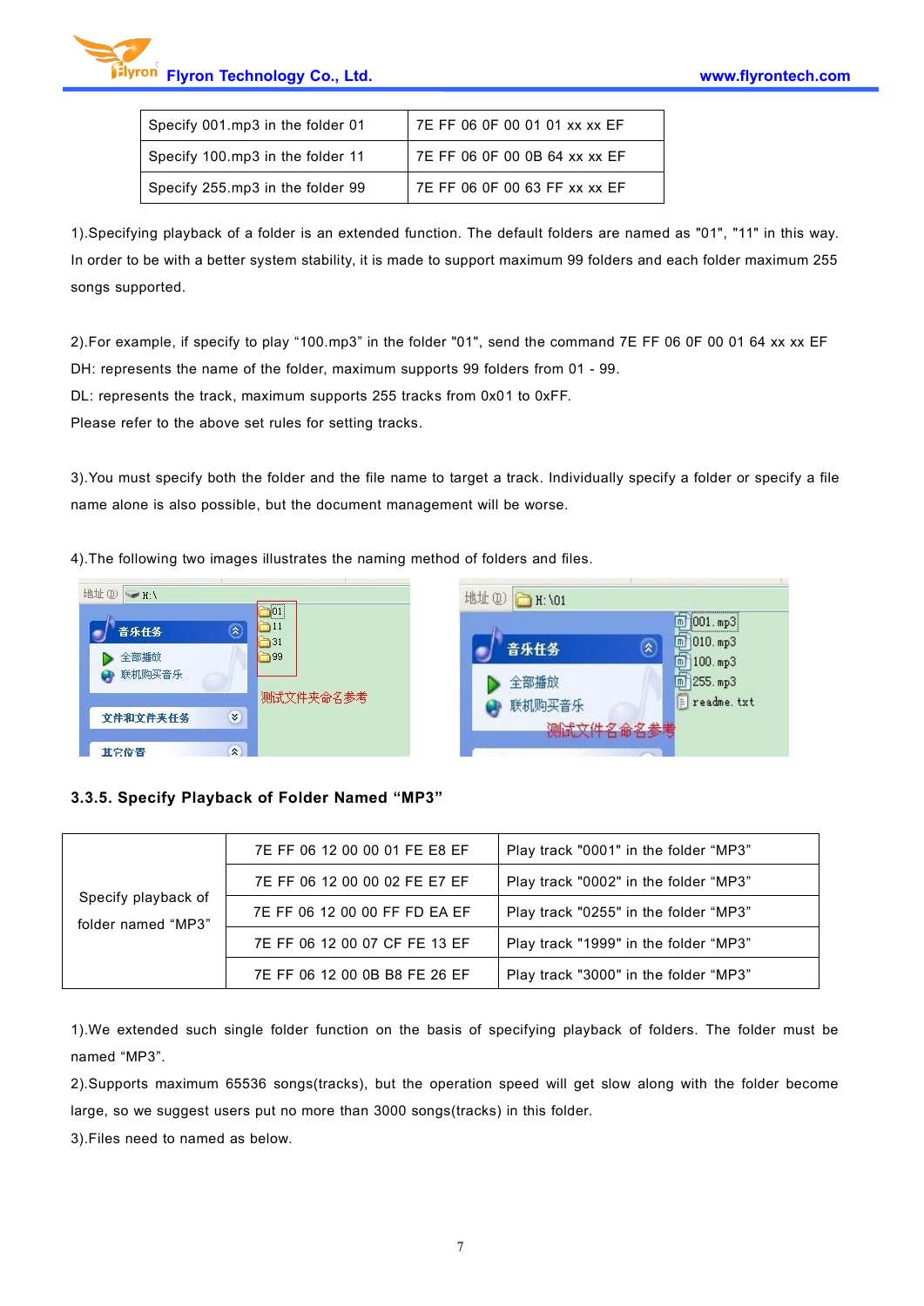| Specify 001.mp3 in the folder 01 | 7E FF 06 0F 00 01 01 xx xx EF |
|---|---|
| Specify 100.mp3 in the folder 11 | 7E FF 06 0F 00 0B 64 xx xx EF |
| Specify 255.mp3 in the folder 99 | 7E FF 06 0F 00 63 FF xx xx EF |

1).Specifying playback of a folder is an extended function. The default folders are named as "01", "11" in this way. In order to be with a better system stability, it is made to support maximum 99 folders and each folder maximum 255 songs supported.

2).For example, if specify to play "100.mp3" in the folder "01", send the command 7E FF 06 0F 00 01 64 xx xx EF
DH: represents the name of the folder, maximum supports 99 folders from 01 - 99.
DL: represents the track, maximum supports 255 tracks from 0x01 to 0xFF.
Please refer to the above set rules for setting tracks.

3).You must specify both the folder and the file name to target a track. Individually specify a folder or specify a file name alone is also possible, but the document management will be worse.

4).The following two images illustrates the naming method of folders and files.

### 3.3.5. Specify Playback of Folder Named "MP3"

| | | |
|---|---|---|
| Specify playback of folder named "MP3" | 7E FF 06 12 00 00 01 FE E8 EF | Play track "0001" in the folder "MP3" |
| | 7E FF 06 12 00 00 02 FE E7 EF | Play track "0002" in the folder "MP3" |
| | 7E FF 06 12 00 00 FF FD EA EF | Play track "0255" in the folder "MP3" |
| | 7E FF 06 12 00 07 CF FE 13 EF | Play track "1999" in the folder "MP3" |
| | 7E FF 06 12 00 0B B8 FE 26 EF | Play track "3000" in the folder "MP3" |

1).We extended such single folder function on the basis of specifying playback of folders. The folder must be named "MP3".

2).Supports maximum 65536 songs(tracks), but the operation speed will get slow along with the folder become large, so we suggest users put no more than 3000 songs(tracks) in this folder.

3).Files need to named as below.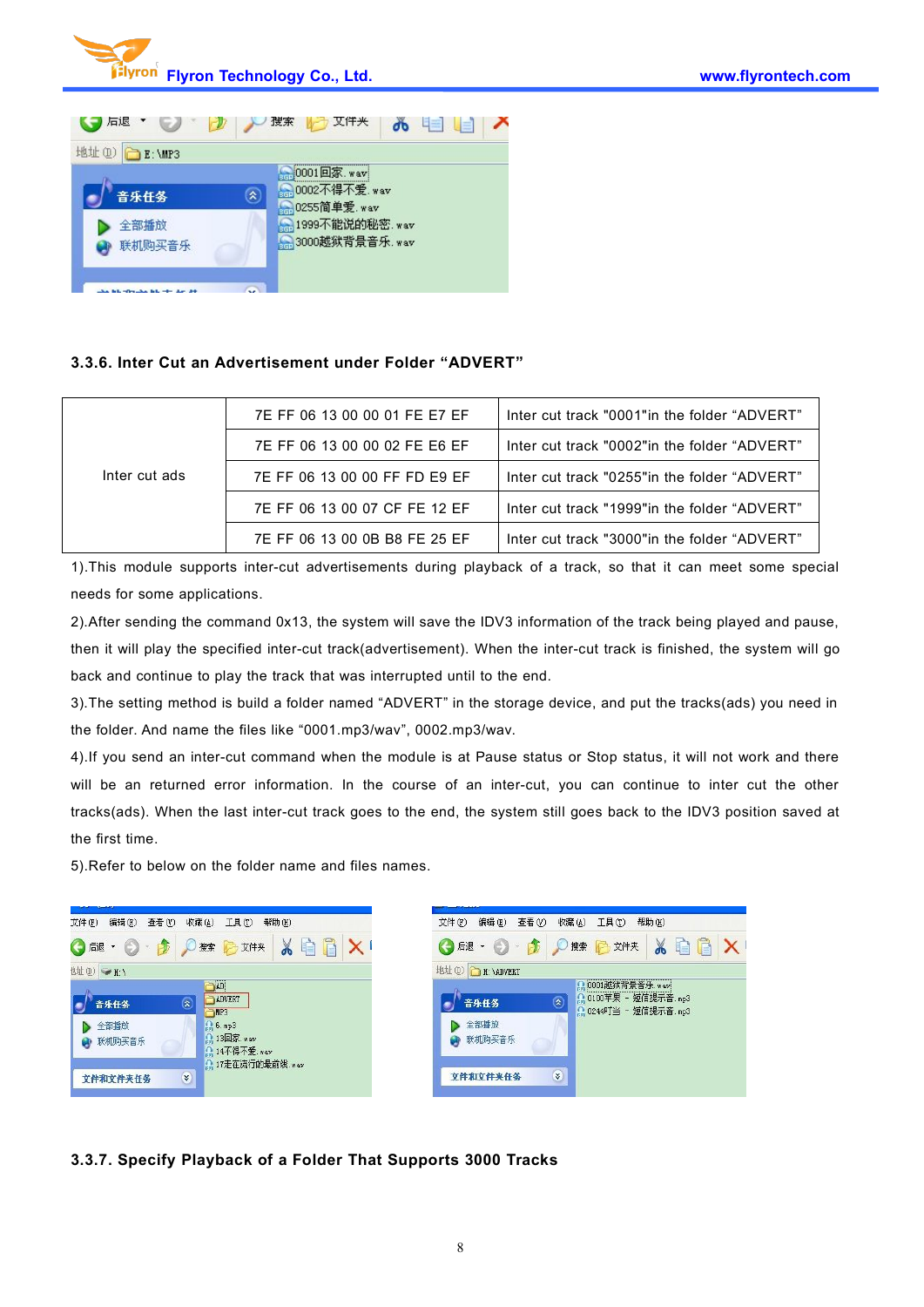### 3.3.6. Inter Cut an Advertisement under Folder “ADVERT”

| | | |
|---|---|---|
| Inter cut ads | 7E FF 06 13 00 00 01 FE E7 EF | Inter cut track "0001"in the folder “ADVERT” |
| | 7E FF 06 13 00 00 02 FE E6 EF | Inter cut track "0002"in the folder “ADVERT” |
| | 7E FF 06 13 00 00 FF FD E9 EF | Inter cut track "0255"in the folder “ADVERT” |
| | 7E FF 06 13 00 07 CF FE 12 EF | Inter cut track "1999"in the folder “ADVERT” |
| | 7E FF 06 13 00 0B B8 FE 25 EF | Inter cut track "3000"in the folder “ADVERT” |

1).This module supports inter-cut advertisements during playback of a track, so that it can meet some special needs for some applications.

2).After sending the command 0x13, the system will save the IDV3 information of the track being played and pause, then it will play the specified inter-cut track(advertisement). When the inter-cut track is finished, the system will go back and continue to play the track that was interrupted until to the end.

3).The setting method is build a folder named “ADVERT” in the storage device, and put the tracks(ads) you need in the folder. And name the files like “0001.mp3/wav”, 0002.mp3/wav.

4).If you send an inter-cut command when the module is at Pause status or Stop status, it will not work and there will be an returned error information. In the course of an inter-cut, you can continue to inter cut the other tracks(ads). When the last inter-cut track goes to the end, the system still goes back to the IDV3 position saved at the first time.

5).Refer to below on the folder name and files names.

### 3.3.7. Specify Playback of a Folder That Supports 3000 Tracks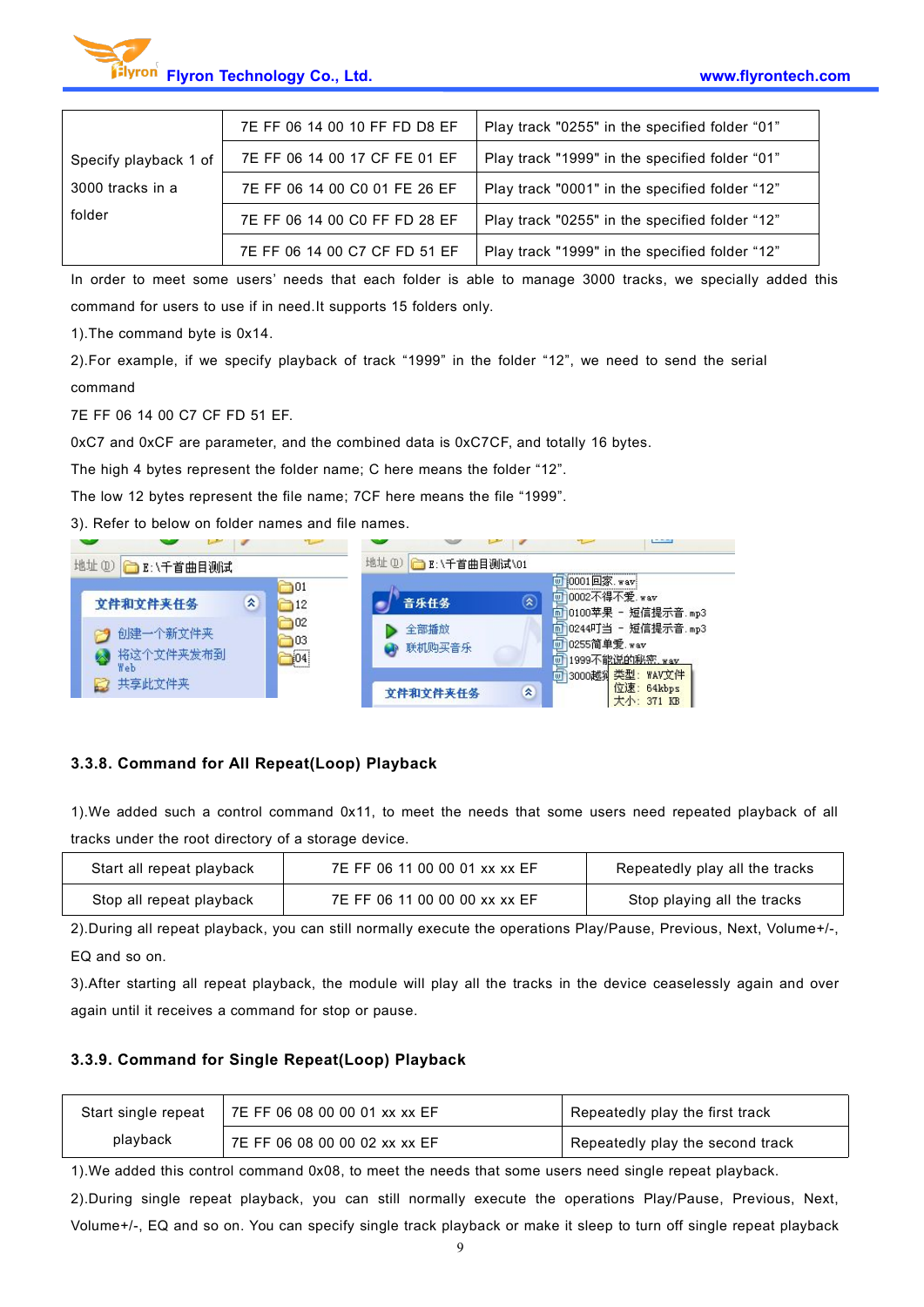| Specify playback 1 of 3000 tracks in a folder | 7E FF 06 14 00 10 FF FD D8 EF | Play track "0255" in the specified folder “01” |
|---|---|---|
| | 7E FF 06 14 00 17 CF FE 01 EF | Play track "1999" in the specified folder “01” |
| | 7E FF 06 14 00 C0 01 FE 26 EF | Play track "0001" in the specified folder “12” |
| | 7E FF 06 14 00 C0 FF FD 28 EF | Play track "0255" in the specified folder “12” |
| | 7E FF 06 14 00 C7 CF FD 51 EF | Play track "1999" in the specified folder “12” |

In order to meet some users' needs that each folder is able to manage 3000 tracks, we specially added this command for users to use if in need.It supports 15 folders only.

1).The command byte is 0x14.

2).For example, if we specify playback of track “1999” in the folder “12”, we need to send the serial command

7E FF 06 14 00 C7 CF FD 51 EF.

0xC7 and 0xCF are parameter, and the combined data is 0xC7CF, and totally 16 bytes.

The high 4 bytes represent the folder name; C here means the folder “12”.

The low 12 bytes represent the file name; 7CF here means the file “1999”.

3). Refer to below on folder names and file names.

### 3.3.8. Command for All Repeat(Loop) Playback

1).We added such a control command 0x11, to meet the needs that some users need repeated playback of all tracks under the root directory of a storage device.

| Start all repeat playback | 7E FF 06 11 00 00 01 xx xx EF | Repeatedly play all the tracks |
|---|---|---|
| Stop all repeat playback | 7E FF 06 11 00 00 00 xx xx EF | Stop playing all the tracks |

2).During all repeat playback, you can still normally execute the operations Play/Pause, Previous, Next, Volume+/-, EQ and so on.

3).After starting all repeat playback, the module will play all the tracks in the device ceaselessly again and over again until it receives a command for stop or pause.

### 3.3.9. Command for Single Repeat(Loop) Playback

| Start single repeat playback | 7E FF 06 08 00 00 01 xx xx EF | Repeatedly play the first track |
|---|---|---|
| | 7E FF 06 08 00 00 02 xx xx EF | Repeatedly play the second track |

1).We added this control command 0x08, to meet the needs that some users need single repeat playback.

2).During single repeat playback, you can still normally execute the operations Play/Pause, Previous, Next, Volume+/-, EQ and so on. You can specify single track playback or make it sleep to turn off single repeat playback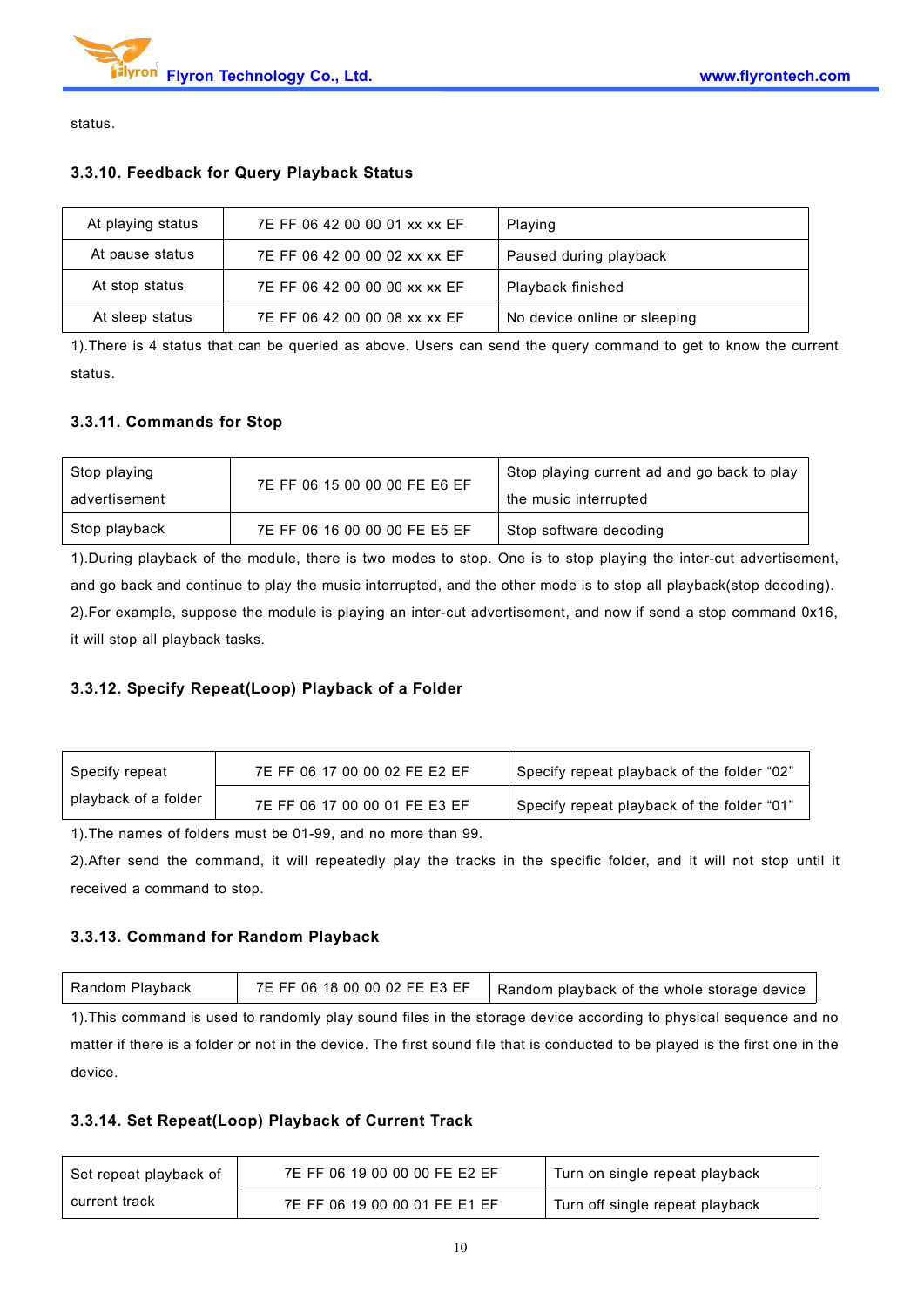status.

### 3.3.10. Feedback for Query Playback Status

| At playing status | 7E FF 06 42 00 00 01 xx xx EF | Playing |
|---|---|---|
| At pause status | 7E FF 06 42 00 00 02 xx xx EF | Paused during playback |
| At stop status | 7E FF 06 42 00 00 00 xx xx EF | Playback finished |
| At sleep status | 7E FF 06 42 00 00 08 xx xx EF | No device online or sleeping |

1).There is 4 status that can be queried as above. Users can send the query command to get to know the current status.

### 3.3.11. Commands for Stop

| Stop playing advertisement | 7E FF 06 15 00 00 00 FE E6 EF | Stop playing current ad and go back to play the music interrupted |
|---|---|---|
| Stop playback | 7E FF 06 16 00 00 00 FE E5 EF | Stop software decoding |

1).During playback of the module, there is two modes to stop. One is to stop playing the inter-cut advertisement, and go back and continue to play the music interrupted, and the other mode is to stop all playback(stop decoding).
2).For example, suppose the module is playing an inter-cut advertisement, and now if send a stop command 0x16, it will stop all playback tasks.

### 3.3.12. Specify Repeat(Loop) Playback of a Folder

| Specify repeat playback of a folder | 7E FF 06 17 00 00 02 FE E2 EF | Specify repeat playback of the folder “02” |
|---|---|---|
| | 7E FF 06 17 00 00 01 FE E3 EF | Specify repeat playback of the folder “01” |

1).The names of folders must be 01-99, and no more than 99.
2).After send the command, it will repeatedly play the tracks in the specific folder, and it will not stop until it received a command to stop.

### 3.3.13. Command for Random Playback

| Random Playback | 7E FF 06 18 00 00 02 FE E3 EF | Random playback of the whole storage device |
|---|---|---|

1).This command is used to randomly play sound files in the storage device according to physical sequence and no matter if there is a folder or not in the device. The first sound file that is conducted to be played is the first one in the device.

### 3.3.14. Set Repeat(Loop) Playback of Current Track

| Set repeat playback of current track | 7E FF 06 19 00 00 00 FE E2 EF | Turn on single repeat playback |
|---|---|---|
| | 7E FF 06 19 00 00 01 FE E1 EF | Turn off single repeat playback |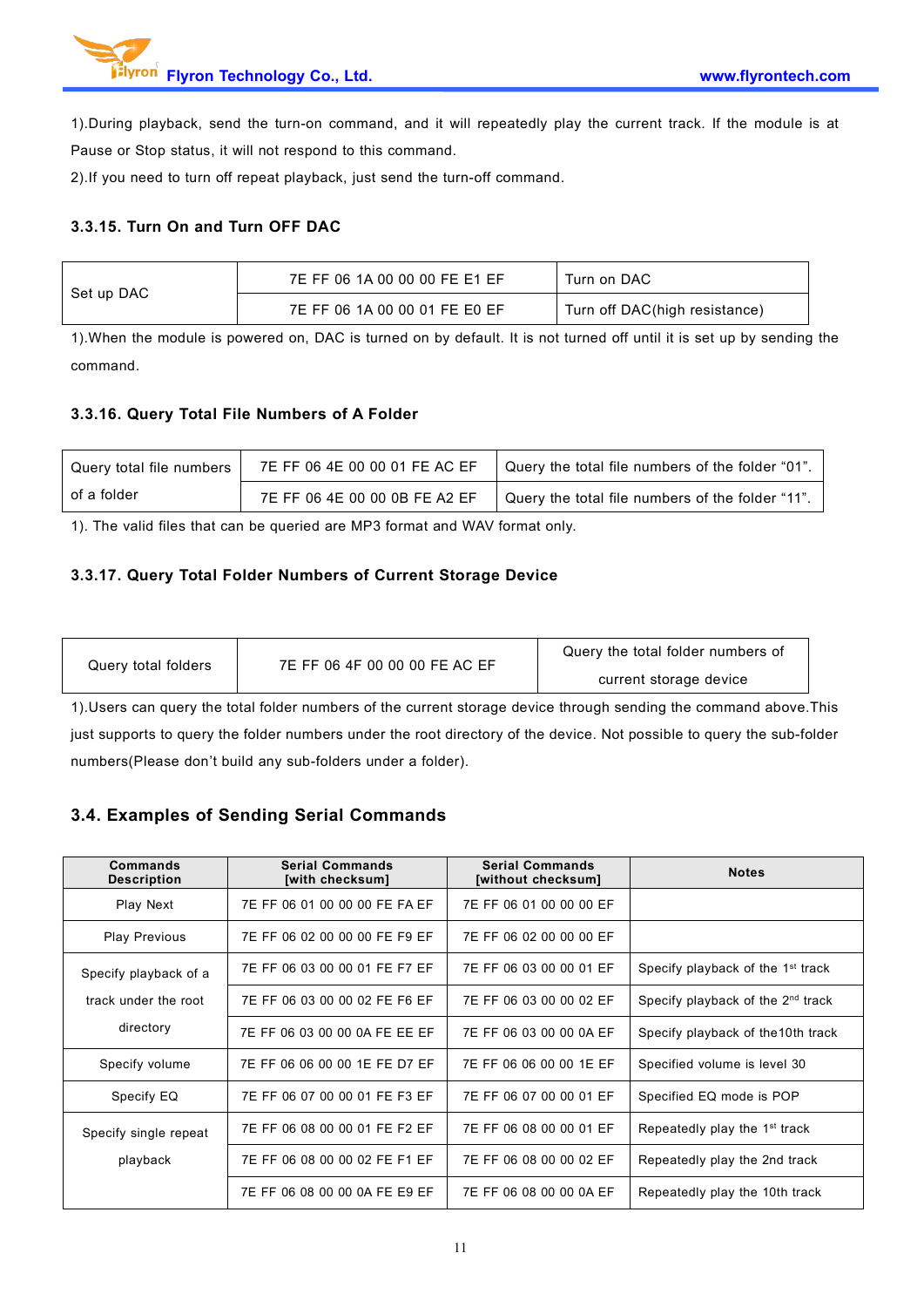1).During playback, send the turn-on command, and it will repeatedly play the current track. If the module is at Pause or Stop status, it will not respond to this command.

2).If you need to turn off repeat playback, just send the turn-off command.

### 3.3.15. Turn On and Turn OFF DAC

| Set up DAC | 7E FF 06 1A 00 00 00 FE E1 EF | Turn on DAC |
|---|---|---|
| | 7E FF 06 1A 00 00 01 FE E0 EF | Turn off DAC(high resistance) |

1).When the module is powered on, DAC is turned on by default. It is not turned off until it is set up by sending the command.

### 3.3.16. Query Total File Numbers of A Folder

| Query total file numbers of a folder | 7E FF 06 4E 00 00 01 FE AC EF | Query the total file numbers of the folder "01". |
|---|---|---|
| | 7E FF 06 4E 00 00 0B FE A2 EF | Query the total file numbers of the folder "11". |

1). The valid files that can be queried are MP3 format and WAV format only.

### 3.3.17. Query Total Folder Numbers of Current Storage Device

| Query total folders | 7E FF 06 4F 00 00 00 FE AC EF | Query the total folder numbers of current storage device |
|---|---|---|

1).Users can query the total folder numbers of the current storage device through sending the command above.This just supports to query the folder numbers under the root directory of the device. Not possible to query the sub-folder numbers(Please don't build any sub-folders under a folder).

## 3.4. Examples of Sending Serial Commands

| Commands Description | Serial Commands [with checksum] | Serial Commands [without checksum] | Notes |
|---|---|---|---|
| Play Next | 7E FF 06 01 00 00 00 FE FA EF | 7E FF 06 01 00 00 00 EF | |
| Play Previous | 7E FF 06 02 00 00 00 FE F9 EF | 7E FF 06 02 00 00 00 EF | |
| Specify playback of a track under the root directory | 7E FF 06 03 00 00 01 FE F7 EF | 7E FF 06 03 00 00 01 EF | Specify playback of the 1st track |
| | 7E FF 06 03 00 00 02 FE F6 EF | 7E FF 06 03 00 00 02 EF | Specify playback of the 2nd track |
| | 7E FF 06 03 00 00 0A FE EE EF | 7E FF 06 03 00 00 0A EF | Specify playback of the10th track |
| Specify volume | 7E FF 06 06 00 00 1E FE D7 EF | 7E FF 06 06 00 00 1E EF | Specified volume is level 30 |
| Specify EQ | 7E FF 06 07 00 00 01 FE F3 EF | 7E FF 06 07 00 00 01 EF | Specified EQ mode is POP |
| Specify single repeat playback | 7E FF 06 08 00 00 01 FE F2 EF | 7E FF 06 08 00 00 01 EF | Repeatedly play the 1st track |
| | 7E FF 06 08 00 00 02 FE F1 EF | 7E FF 06 08 00 00 02 EF | Repeatedly play the 2nd track |
| | 7E FF 06 08 00 00 0A FE E9 EF | 7E FF 06 08 00 00 0A EF | Repeatedly play the 10th track |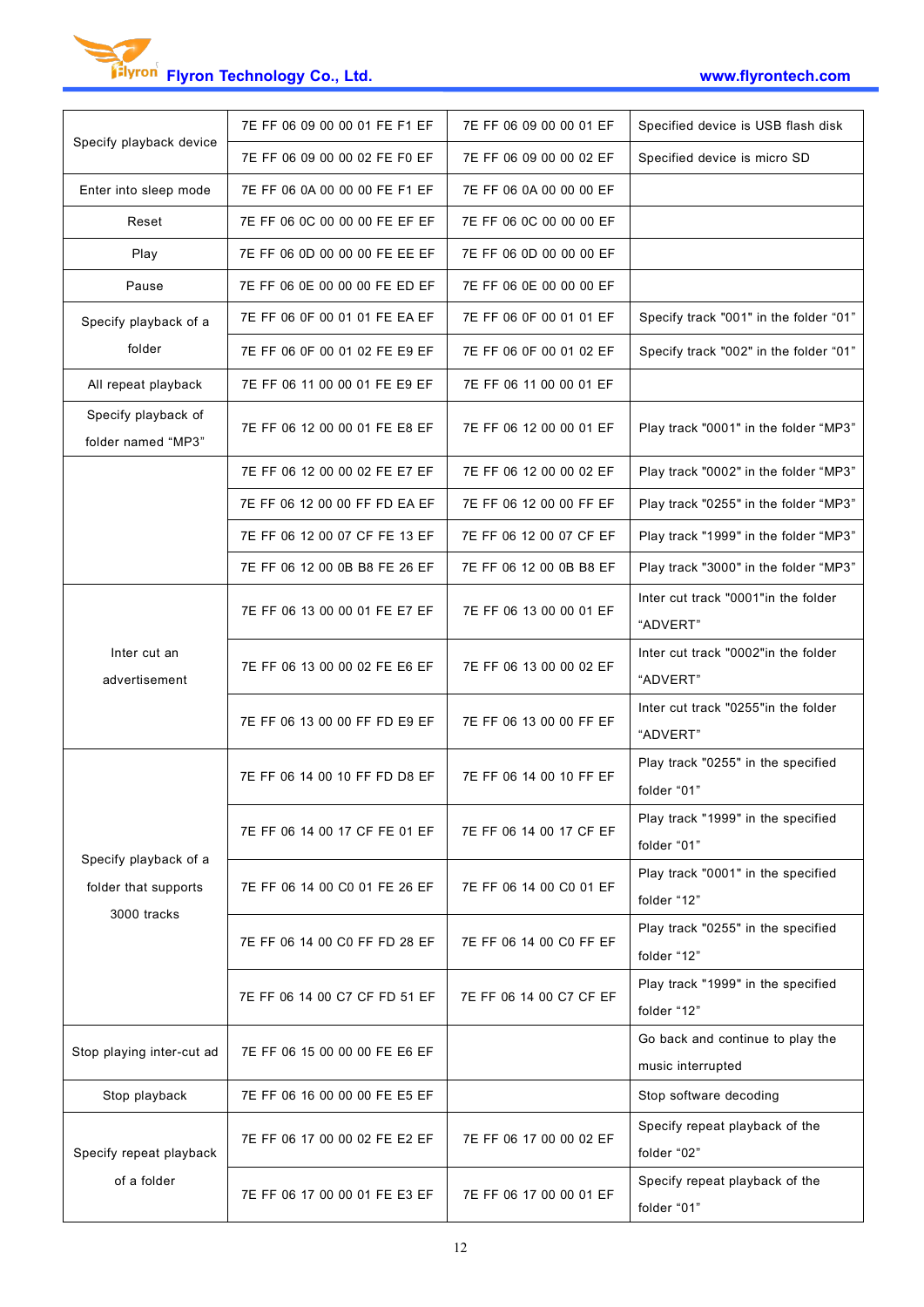| | | | |
|---|---|---|---|
| Specify playback device | 7E FF 06 09 00 00 01 FE F1 EF | 7E FF 06 09 00 00 01 EF | Specified device is USB flash disk |
| | 7E FF 06 09 00 00 02 FE F0 EF | 7E FF 06 09 00 00 02 EF | Specified device is micro SD |
| Enter into sleep mode | 7E FF 06 0A 00 00 00 FE F1 EF | 7E FF 06 0A 00 00 00 EF | |
| Reset | 7E FF 06 0C 00 00 00 FE EF EF | 7E FF 06 0C 00 00 00 EF | |
| Play | 7E FF 06 0D 00 00 00 FE EE EF | 7E FF 06 0D 00 00 00 EF | |
| Pause | 7E FF 06 0E 00 00 00 FE ED EF | 7E FF 06 0E 00 00 00 EF | |
| Specify playback of a folder | 7E FF 06 0F 00 01 01 FE EA EF | 7E FF 06 0F 00 01 01 EF | Specify track "001" in the folder "01" |
| | 7E FF 06 0F 00 01 02 FE E9 EF | 7E FF 06 0F 00 01 02 EF | Specify track "002" in the folder "01" |
| All repeat playback | 7E FF 06 11 00 00 01 FE E9 EF | 7E FF 06 11 00 00 01 EF | |
| Specify playback of folder named "MP3" | 7E FF 06 12 00 00 01 FE E8 EF | 7E FF 06 12 00 00 01 EF | Play track "0001" in the folder "MP3" |
| | 7E FF 06 12 00 00 02 FE E7 EF | 7E FF 06 12 00 00 02 EF | Play track "0002" in the folder "MP3" |
| | 7E FF 06 12 00 00 FF FD EA EF | 7E FF 06 12 00 00 FF EF | Play track "0255" in the folder "MP3" |
| | 7E FF 06 12 00 07 CF FE 13 EF | 7E FF 06 12 00 07 CF EF | Play track "1999" in the folder "MP3" |
| | 7E FF 06 12 00 0B B8 FE 26 EF | 7E FF 06 12 00 0B B8 EF | Play track "3000" in the folder "MP3" |
| Inter cut an advertisement | 7E FF 06 13 00 00 01 FE E7 EF | 7E FF 06 13 00 00 01 EF | Inter cut track "0001"in the folder "ADVERT" |
| | 7E FF 06 13 00 00 02 FE E6 EF | 7E FF 06 13 00 00 02 EF | Inter cut track "0002"in the folder "ADVERT" |
| | 7E FF 06 13 00 00 FF FD E9 EF | 7E FF 06 13 00 00 FF EF | Inter cut track "0255"in the folder "ADVERT" |
| Specify playback of a folder that supports 3000 tracks | 7E FF 06 14 00 10 FF FD D8 EF | 7E FF 06 14 00 10 FF EF | Play track "0255" in the specified folder "01" |
| | 7E FF 06 14 00 17 CF FE 01 EF | 7E FF 06 14 00 17 CF EF | Play track "1999" in the specified folder "01" |
| | 7E FF 06 14 00 C0 01 FE 26 EF | 7E FF 06 14 00 C0 01 EF | Play track "0001" in the specified folder "12" |
| | 7E FF 06 14 00 C0 FF FD 28 EF | 7E FF 06 14 00 C0 FF EF | Play track "0255" in the specified folder "12" |
| | 7E FF 06 14 00 C7 CF FD 51 EF | 7E FF 06 14 00 C7 CF EF | Play track "1999" in the specified folder "12" |
| Stop playing inter-cut ad | 7E FF 06 15 00 00 00 FE E6 EF | | Go back and continue to play the music interrupted |
| Stop playback | 7E FF 06 16 00 00 00 FE E5 EF | | Stop software decoding |
| Specify repeat playback of a folder | 7E FF 06 17 00 00 02 FE E2 EF | 7E FF 06 17 00 00 02 EF | Specify repeat playback of the folder "02" |
| | 7E FF 06 17 00 00 01 FE E3 EF | 7E FF 06 17 00 00 01 EF | Specify repeat playback of the folder "01" |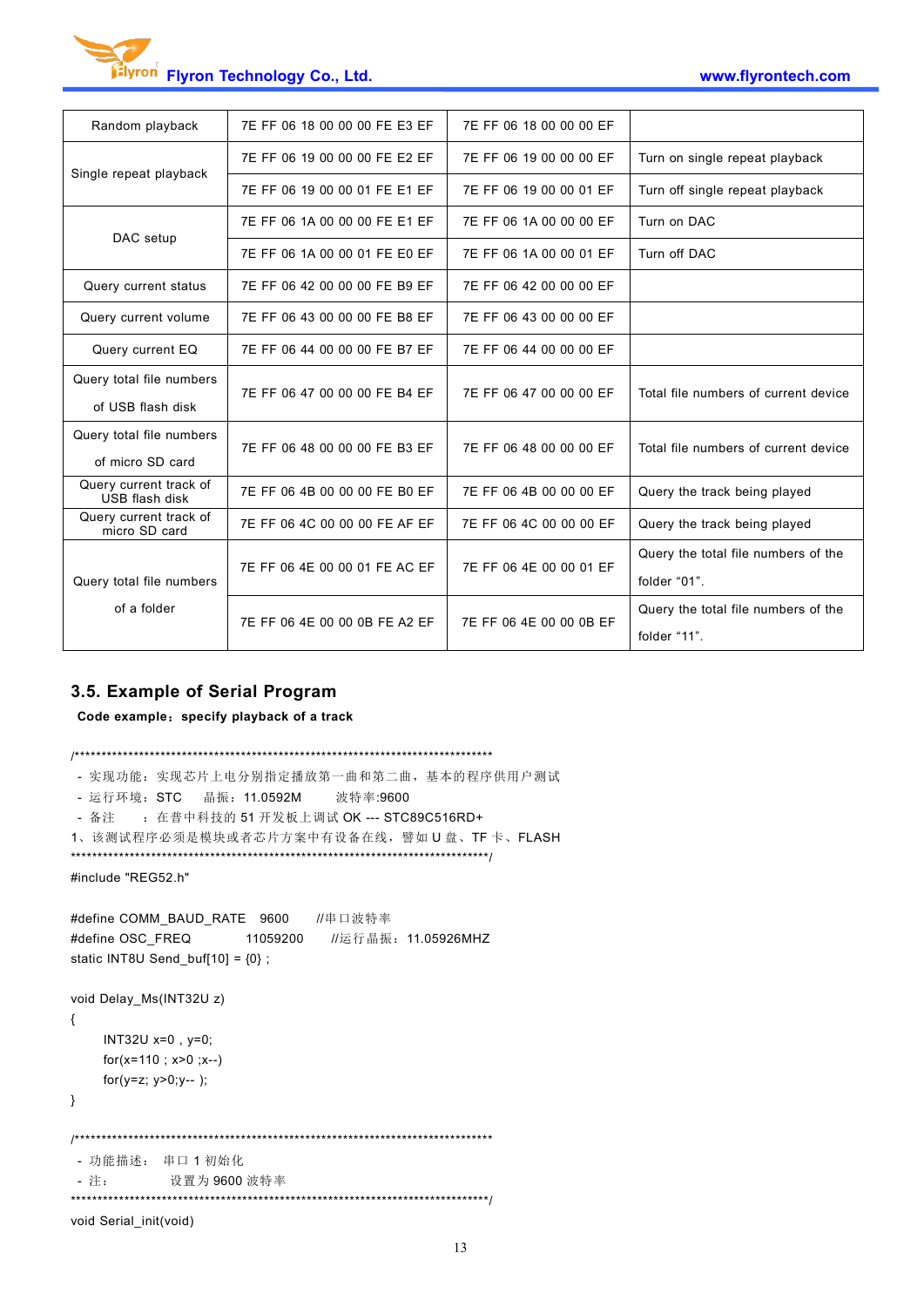| Random playback | 7E FF 06 18 00 00 00 FE E3 EF | 7E FF 06 18 00 00 00 EF | |
|---|---|---|---|
| Single repeat playback | 7E FF 06 19 00 00 00 FE E2 EF | 7E FF 06 19 00 00 00 EF | Turn on single repeat playback |
| | 7E FF 06 19 00 00 01 FE E1 EF | 7E FF 06 19 00 00 01 EF | Turn off single repeat playback |
| DAC setup | 7E FF 06 1A 00 00 00 FE E1 EF | 7E FF 06 1A 00 00 00 EF | Turn on DAC |
| | 7E FF 06 1A 00 00 01 FE E0 EF | 7E FF 06 1A 00 00 01 EF | Turn off DAC |
| Query current status | 7E FF 06 42 00 00 00 FE B9 EF | 7E FF 06 42 00 00 00 EF | |
| Query current volume | 7E FF 06 43 00 00 00 FE B8 EF | 7E FF 06 43 00 00 00 EF | |
| Query current EQ | 7E FF 06 44 00 00 00 FE B7 EF | 7E FF 06 44 00 00 00 EF | |
| Query total file numbers of USB flash disk | 7E FF 06 47 00 00 00 FE B4 EF | 7E FF 06 47 00 00 00 EF | Total file numbers of current device |
| Query total file numbers of micro SD card | 7E FF 06 48 00 00 00 FE B3 EF | 7E FF 06 48 00 00 00 EF | Total file numbers of current device |
| Query current track of USB flash disk | 7E FF 06 4B 00 00 00 FE B0 EF | 7E FF 06 4B 00 00 00 EF | Query the track being played |
| Query current track of micro SD card | 7E FF 06 4C 00 00 00 FE AF EF | 7E FF 06 4C 00 00 00 EF | Query the track being played |
| Query total file numbers of a folder | 7E FF 06 4E 00 00 01 FE AC EF | 7E FF 06 4E 00 00 01 EF | Query the total file numbers of the folder "01". |
| | 7E FF 06 4E 00 00 0B FE A2 EF | 7E FF 06 4E 00 00 0B EF | Query the total file numbers of the folder "11". |

## 3.5. Example of Serial Program

**Code example：specify playback of a track**

```
/*******************************************************************************
 - 实现功能：实现芯片上电分别指定播放第一曲和第二曲，基本的程序供用户测试
 - 运行环境：STC      晶振：11.0592M        波特率:9600
 - 备注     ：在普中科技的 51 开发板上调试 OK --- STC89C516RD+
1、该测试程序必须是模块或者芯片方案中有设备在线，譬如 U 盘、TF 卡、FLASH
*******************************************************************************/
#include "REG52.h"

#define COMM_BAUD_RATE   9600      //串口波特率
#define OSC_FREQ            11059200      //运行晶振：11.05926MHZ
static INT8U Send_buf[10] = {0} ;

void Delay_Ms(INT32U z)
{
      INT32U x=0 , y=0;
      for(x=110 ; x>0 ;x--)
      for(y=z; y>0;y-- );
}

/*******************************************************************************
 - 功能描述：  串口 1 初始化
 - 注：           设置为 9600 波特率
*******************************************************************************/
void Serial_init(void)
```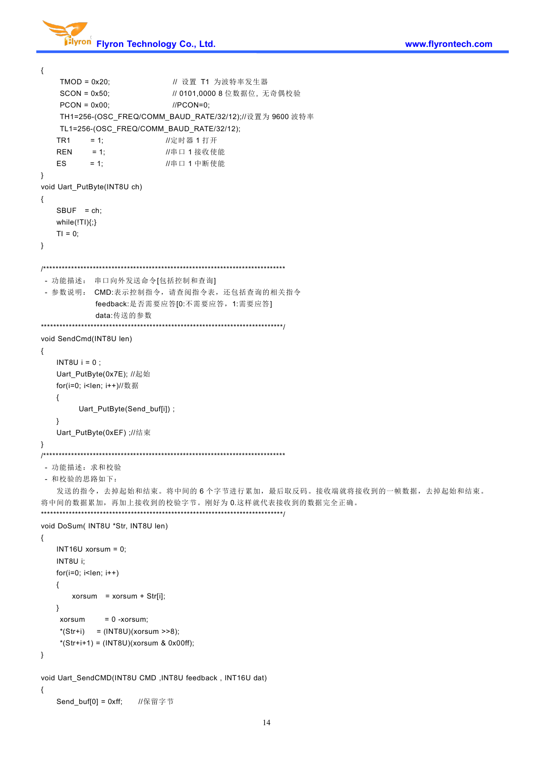```
{
    TMOD = 0x20;                // 设置 T1 为波特率发生器
    SCON = 0x50;                // 0101,0000 8 位数据位，无奇偶校验
    PCON = 0x00;                //PCON=0;
    TH1=256-(OSC_FREQ/COMM_BAUD_RATE/32/12);//设置为 9600 波特率
    TL1=256-(OSC_FREQ/COMM_BAUD_RATE/32/12);
    TR1      = 1;               //定时器 1 打开
    REN      = 1;               //串口 1 接收使能
    ES       = 1;               //串口 1 中断使能
}
void Uart_PutByte(INT8U ch)
{
    SBUF   = ch;
    while(!TI){;}
    TI = 0;
}

/*****************************************************************************
 - 功能描述： 串口向外发送命令[包括控制和查询]
 - 参数说明： CMD:表示控制指令，请查阅指令表，还包括查询的相关指令
              feedback:是否需要应答[0:不需要应答，1:需要应答]
              data:传送的参数
*****************************************************************************/
void SendCmd(INT8U len)
{
    INT8U i = 0 ;
    Uart_PutByte(0x7E); //起始
    for(i=0; i<len; i++)//数据
    {
         Uart_PutByte(Send_buf[i]) ;
    }
    Uart_PutByte(0xEF) ;//结束
}
/*****************************************************************************
 - 功能描述：求和校验
 - 和校验的思路如下：
    发送的指令，去掉起始和结束。将中间的 6 个字节进行累加，最后取反码。接收端就将接收到的一帧数据，去掉起始和结束。
将中间的数据累加，再加上接收到的校验字节。刚好为 0.这样就代表接收到的数据完全正确。
*****************************************************************************/
void DoSum( INT8U *Str, INT8U len)
{
    INT16U xorsum = 0;
    INT8U i;
    for(i=0; i<len; i++)
    {
        xorsum   = xorsum + Str[i];
    }
     xorsum      = 0 -xorsum;
     *(Str+i)    = (INT8U)(xorsum >>8);
     *(Str+i+1) = (INT8U)(xorsum & 0x00ff);
}

void Uart_SendCMD(INT8U CMD ,INT8U feedback , INT16U dat)
{
    Send_buf[0] = 0xff;     //保留字节
```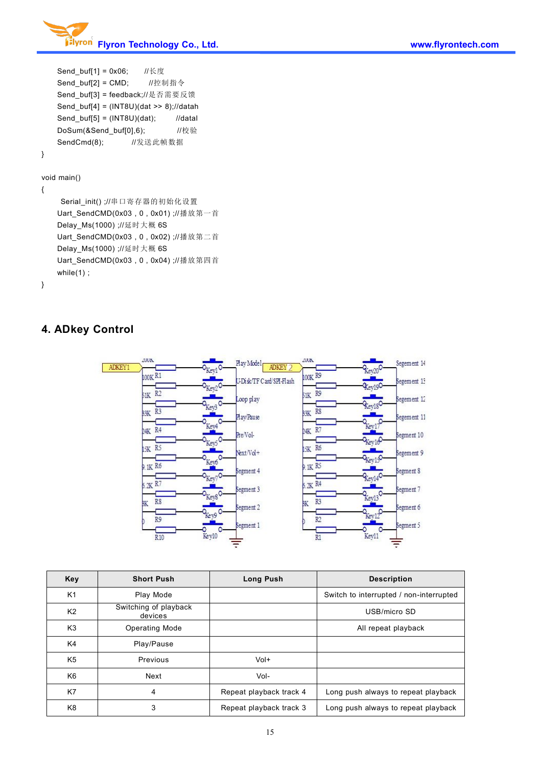```
    Send_buf[1] = 0x06;      //长度
    Send_buf[2] = CMD;       //控制指令
    Send_buf[3] = feedback;//是否需要反馈
    Send_buf[4] = (INT8U)(dat >> 8);//datah
    Send_buf[5] = (INT8U)(dat);        //datal
    DoSum(&Send_buf[0],6);          //校验
    SendCmd(8);           //发送此帧数据
}

void main()
{
     Serial_init() ;//串口寄存器的初始化设置
    Uart_SendCMD(0x03 , 0 , 0x01) ;//播放第一首
    Delay_Ms(1000) ;//延时大概 6S
    Uart_SendCMD(0x03 , 0 , 0x02) ;//播放第二首
    Delay_Ms(1000) ;//延时大概 6S
    Uart_SendCMD(0x03 , 0 , 0x04) ;//播放第四首
    while(1) ;
}
```

## 4. ADkey Control

| Key | Short Push | Long Push | Description |
|---|---|---|---|
| K1 | Play Mode | | Switch to interrupted / non-interrupted |
| K2 | Switching of playback devices | | USB/micro SD |
| K3 | Operating Mode | | All repeat playback |
| K4 | Play/Pause | | |
| K5 | Previous | Vol+ | |
| K6 | Next | Vol- | |
| K7 | 4 | Repeat playback track 4 | Long push always to repeat playback |
| K8 | 3 | Repeat playback track 3 | Long push always to repeat playback |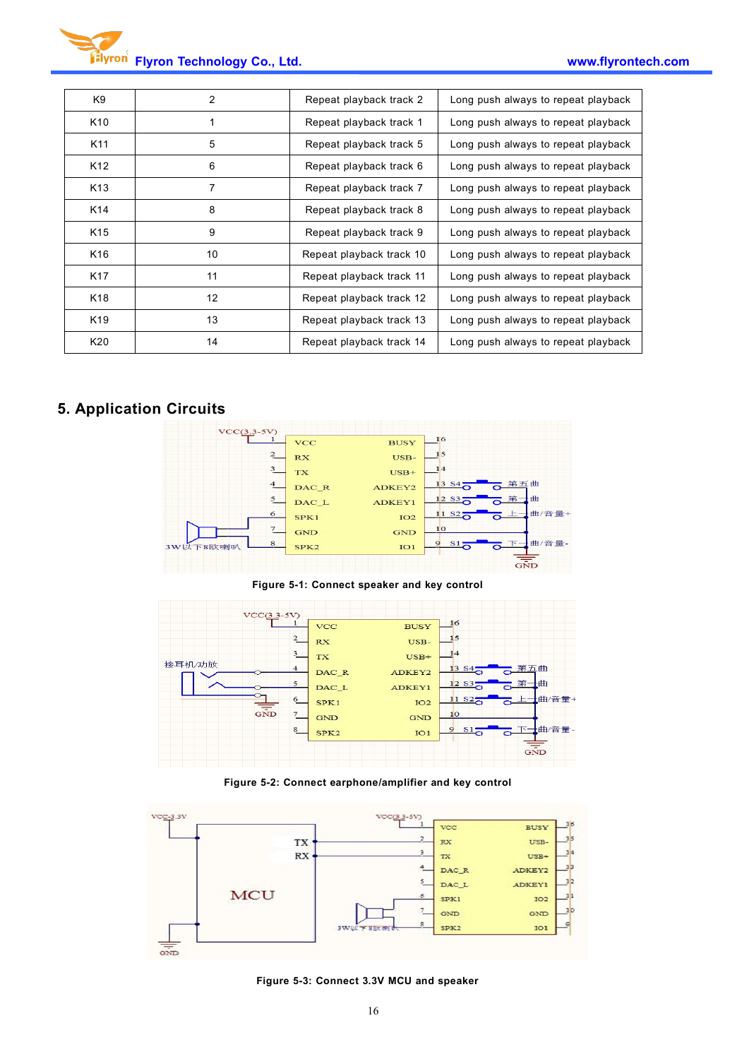| K9 | 2 | Repeat playback track 2 | Long push always to repeat playback |
|---|---|---|---|
| K10 | 1 | Repeat playback track 1 | Long push always to repeat playback |
| K11 | 5 | Repeat playback track 5 | Long push always to repeat playback |
| K12 | 6 | Repeat playback track 6 | Long push always to repeat playback |
| K13 | 7 | Repeat playback track 7 | Long push always to repeat playback |
| K14 | 8 | Repeat playback track 8 | Long push always to repeat playback |
| K15 | 9 | Repeat playback track 9 | Long push always to repeat playback |
| K16 | 10 | Repeat playback track 10 | Long push always to repeat playback |
| K17 | 11 | Repeat playback track 11 | Long push always to repeat playback |
| K18 | 12 | Repeat playback track 12 | Long push always to repeat playback |
| K19 | 13 | Repeat playback track 13 | Long push always to repeat playback |
| K20 | 14 | Repeat playback track 14 | Long push always to repeat playback |

## 5. Application Circuits

**Figure 5-1: Connect speaker and key control**

**Figure 5-2: Connect earphone/amplifier and key control**

**Figure 5-3: Connect 3.3V MCU and speaker**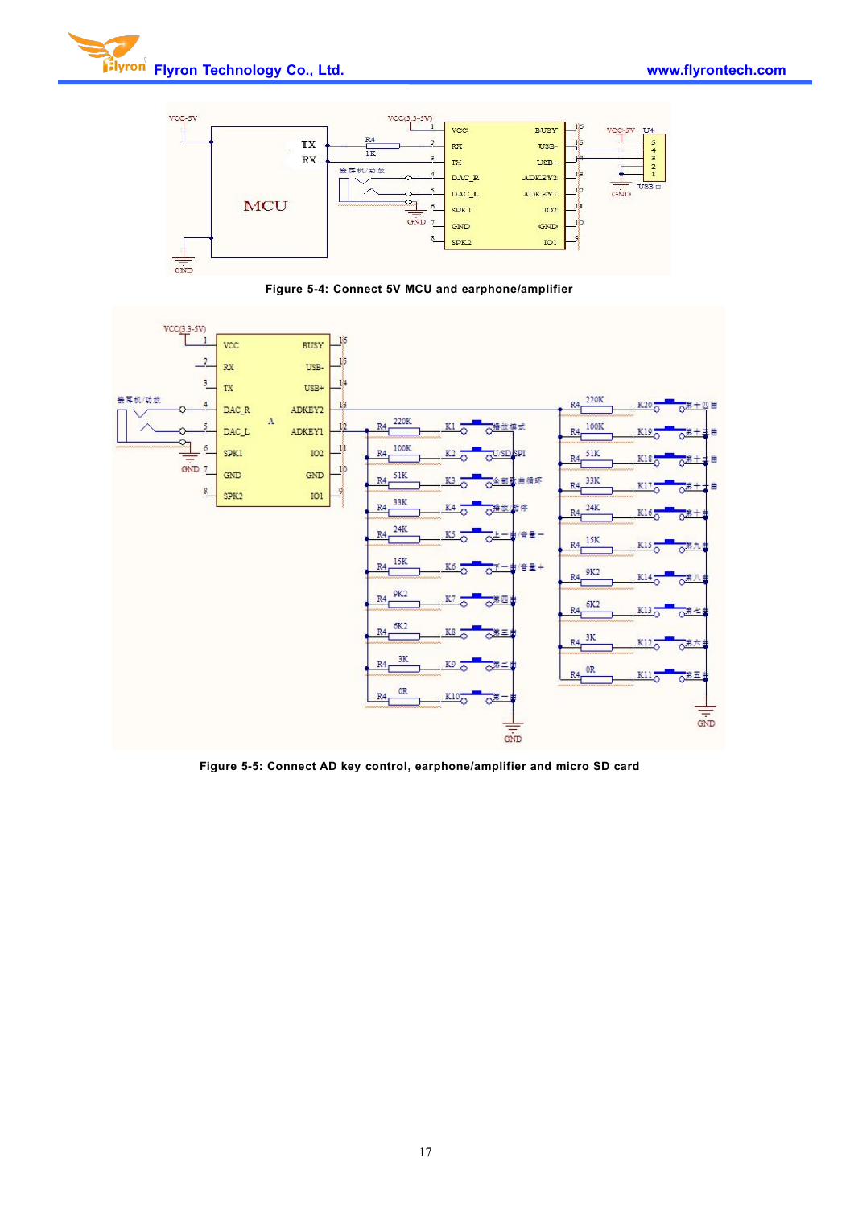Figure 5-4: Connect 5V MCU and earphone/amplifier

Figure 5-5: Connect AD key control, earphone/amplifier and micro SD card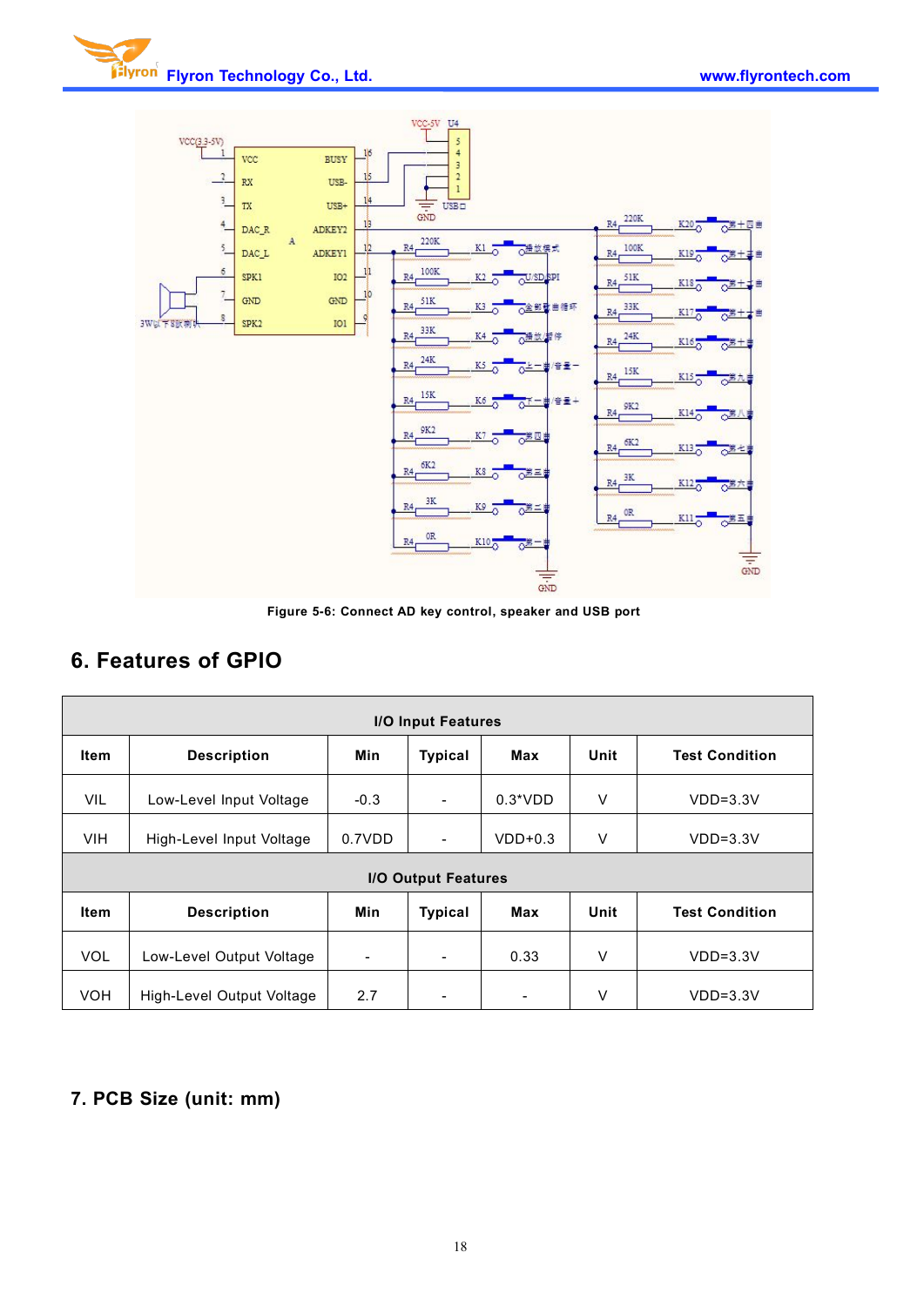Figure 5-6: Connect AD key control, speaker and USB port

## 6. Features of GPIO

| I/O Input Features | | | | | | |
|---|---|---|---|---|---|---|
| **Item** | **Description** | **Min** | **Typical** | **Max** | **Unit** | **Test Condition** |
| VIL | Low-Level Input Voltage | -0.3 | - | 0.3*VDD | V | VDD=3.3V |
| VIH | High-Level Input Voltage | 0.7VDD | - | VDD+0.3 | V | VDD=3.3V |
| **I/O Output Features** | | | | | | |
| **Item** | **Description** | **Min** | **Typical** | **Max** | **Unit** | **Test Condition** |
| VOL | Low-Level Output Voltage | - | - | 0.33 | V | VDD=3.3V |
| VOH | High-Level Output Voltage | 2.7 | - | - | V | VDD=3.3V |

## 7. PCB Size (unit: mm)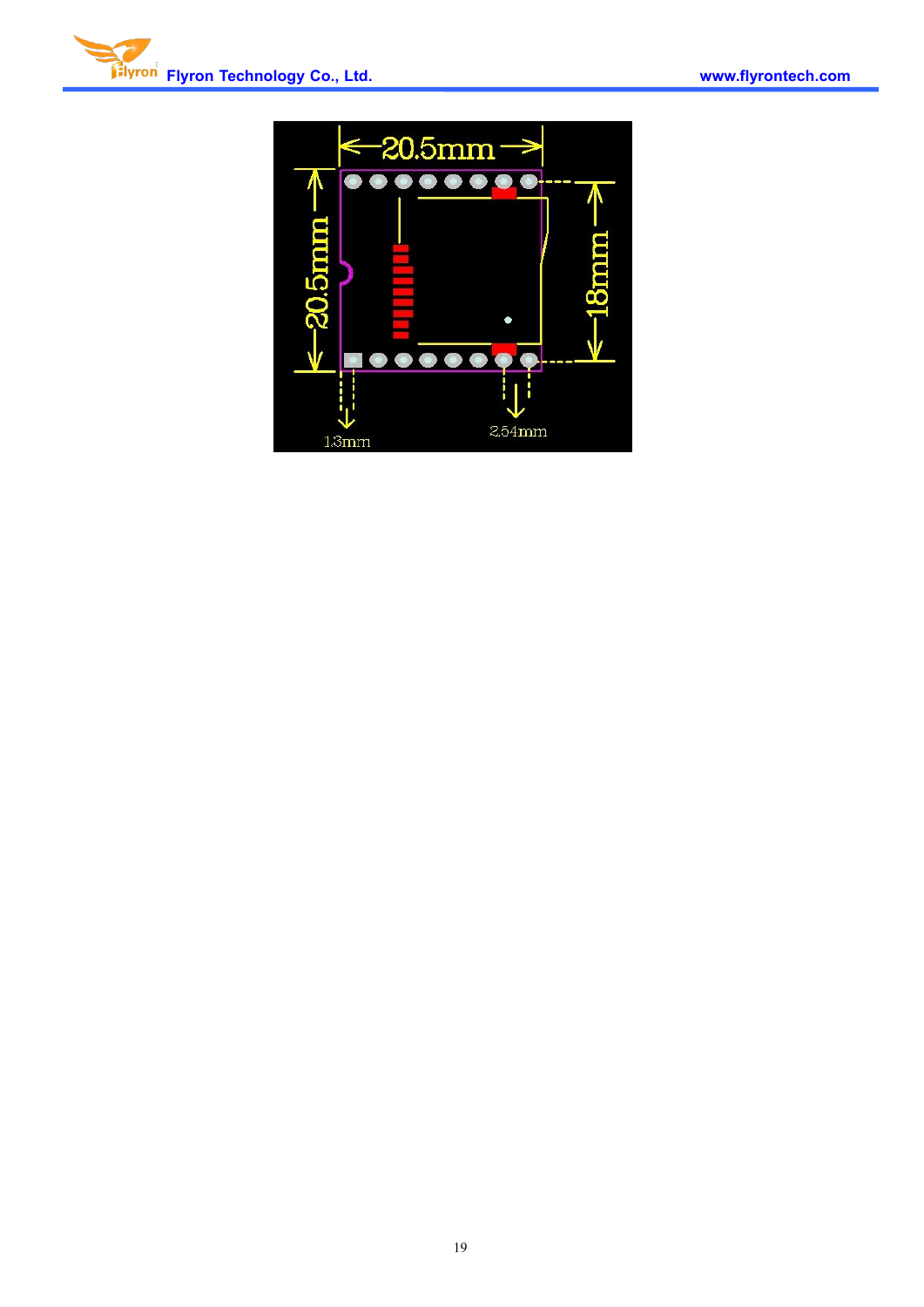20.5mm

20.5mm

18mm

1.3mm

2.54mm